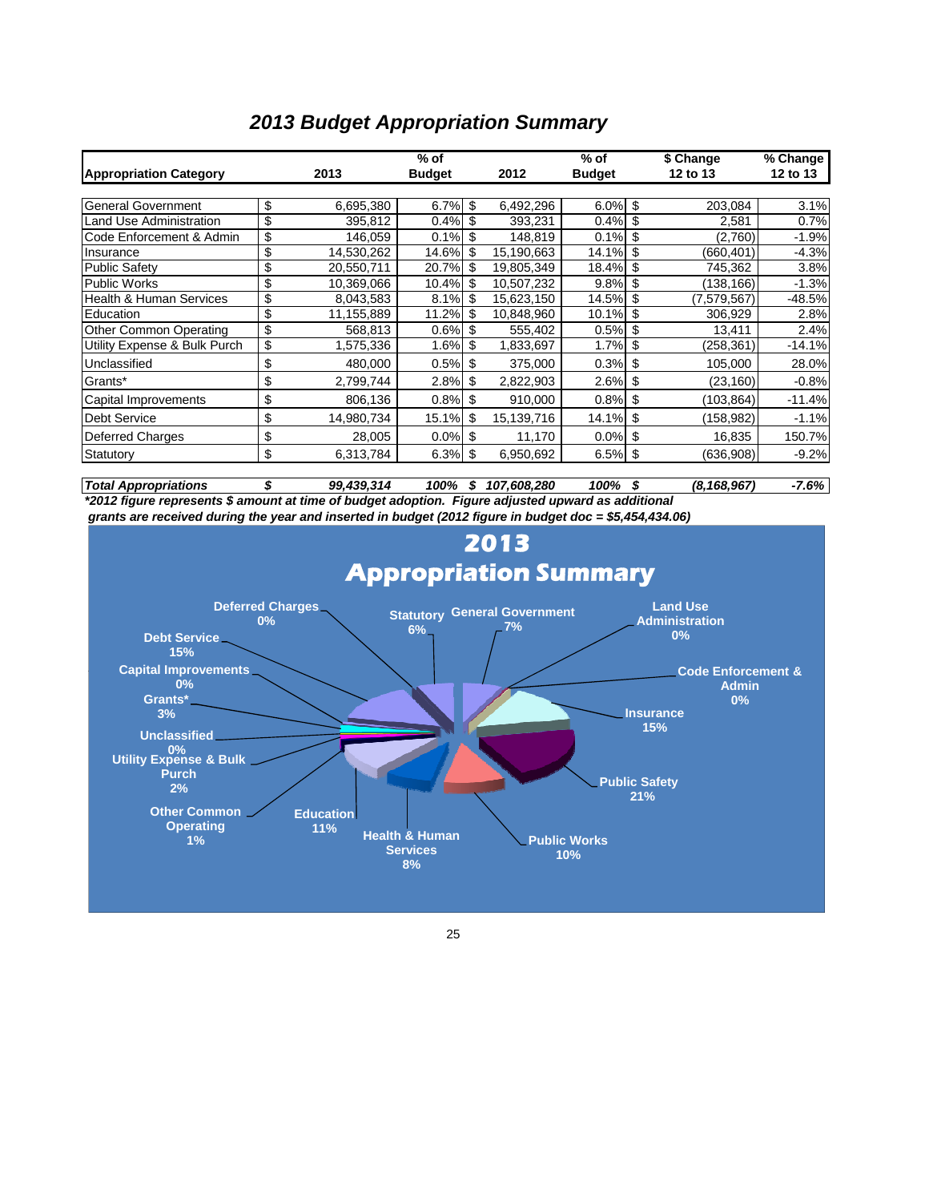# 2013 Budget Appropriation Summary

| Appropriation Category | | 2013 | % of Budget | | 2012 | % of Budget | | $ Change 12 to 13 | % Change 12 to 13 |
|---|---|---|---|---|---|---|---|---|---|
| General Government | $ | 6,695,380 | 6.7% | $ | 6,492,296 | 6.0% | $ | 203,084 | 3.1% |
| Land Use Administration | $ | 395,812 | 0.4% | $ | 393,231 | 0.4% | $ | 2,581 | 0.7% |
| Code Enforcement & Admin | $ | 146,059 | 0.1% | $ | 148,819 | 0.1% | $ | (2,760) | -1.9% |
| Insurance | $ | 14,530,262 | 14.6% | $ | 15,190,663 | 14.1% | $ | (660,401) | -4.3% |
| Public Safety | $ | 20,550,711 | 20.7% | $ | 19,805,349 | 18.4% | $ | 745,362 | 3.8% |
| Public Works | $ | 10,369,066 | 10.4% | $ | 10,507,232 | 9.8% | $ | (138,166) | -1.3% |
| Health & Human Services | $ | 8,043,583 | 8.1% | $ | 15,623,150 | 14.5% | $ | (7,579,567) | -48.5% |
| Education | $ | 11,155,889 | 11.2% | $ | 10,848,960 | 10.1% | $ | 306,929 | 2.8% |
| Other Common Operating | $ | 568,813 | 0.6% | $ | 555,402 | 0.5% | $ | 13,411 | 2.4% |
| Utility Expense & Bulk Purch | $ | 1,575,336 | 1.6% | $ | 1,833,697 | 1.7% | $ | (258,361) | -14.1% |
| Unclassified | $ | 480,000 | 0.5% | $ | 375,000 | 0.3% | $ | 105,000 | 28.0% |
| Grants* | $ | 2,799,744 | 2.8% | $ | 2,822,903 | 2.6% | $ | (23,160) | -0.8% |
| Capital Improvements | $ | 806,136 | 0.8% | $ | 910,000 | 0.8% | $ | (103,864) | -11.4% |
| Debt Service | $ | 14,980,734 | 15.1% | $ | 15,139,716 | 14.1% | $ | (158,982) | -1.1% |
| Deferred Charges | $ | 28,005 | 0.0% | $ | 11,170 | 0.0% | $ | 16,835 | 150.7% |
| Statutory | $ | 6,313,784 | 6.3% | $ | 6,950,692 | 6.5% | $ | (636,908) | -9.2% |
| ***Total Appropriations*** | ***$*** | ***99,439,314*** | ***100%*** | ***$*** | ***107,608,280*** | ***100%*** | ***$*** | ***(8,168,967)*** | ***-7.6%*** |

***2012 figure represents $ amount at time of budget adoption. Figure adjusted upward as additional grants are received during the year and inserted in budget (2012 figure in budget doc = $5,454,434.06)***

## 2013 Appropriation Summary

- Deferred Charges 0%
- Statutory 6%
- General Government 7%
- Land Use Administration 0%
- Code Enforcement & Admin 0%
- Insurance 15%
- Public Safety 21%
- Public Works 10%
- Health & Human Services 8%
- Education 11%
- Other Common Operating 1%
- Utility Expense & Bulk Purch 2%
- Unclassified 0%
- Grants* 3%
- Capital Improvements 0%
- Debt Service 15%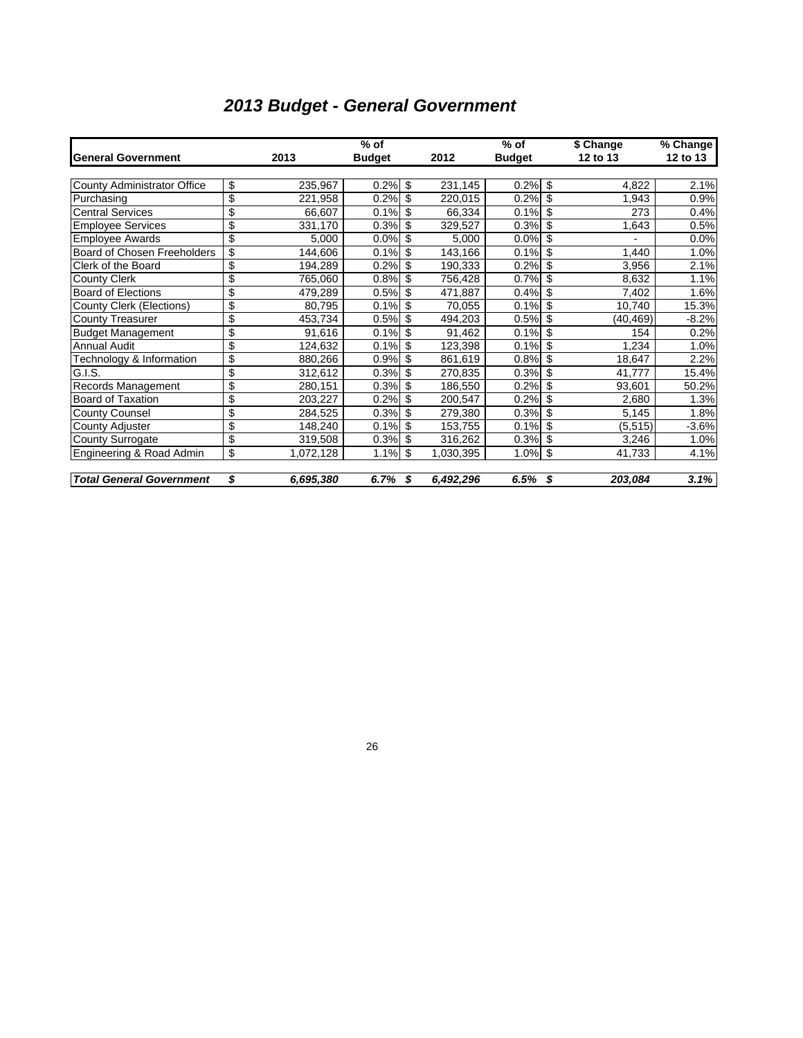# *2013 Budget - General Government*

| General Government | 2013 | % of Budget | 2012 | % of Budget | $ Change 12 to 13 | % Change 12 to 13 |
|---|---|---|---|---|---|---|
| County Administrator Office | $ 235,967 | 0.2% | $ 231,145 | 0.2% | $ 4,822 | 2.1% |
| Purchasing | $ 221,958 | 0.2% | $ 220,015 | 0.2% | $ 1,943 | 0.9% |
| Central Services | $ 66,607 | 0.1% | $ 66,334 | 0.1% | $ 273 | 0.4% |
| Employee Services | $ 331,170 | 0.3% | $ 329,527 | 0.3% | $ 1,643 | 0.5% |
| Employee Awards | $ 5,000 | 0.0% | $ 5,000 | 0.0% | $ - | 0.0% |
| Board of Chosen Freeholders | $ 144,606 | 0.1% | $ 143,166 | 0.1% | $ 1,440 | 1.0% |
| Clerk of the Board | $ 194,289 | 0.2% | $ 190,333 | 0.2% | $ 3,956 | 2.1% |
| County Clerk | $ 765,060 | 0.8% | $ 756,428 | 0.7% | $ 8,632 | 1.1% |
| Board of Elections | $ 479,289 | 0.5% | $ 471,887 | 0.4% | $ 7,402 | 1.6% |
| County Clerk (Elections) | $ 80,795 | 0.1% | $ 70,055 | 0.1% | $ 10,740 | 15.3% |
| County Treasurer | $ 453,734 | 0.5% | $ 494,203 | 0.5% | $ (40,469) | -8.2% |
| Budget Management | $ 91,616 | 0.1% | $ 91,462 | 0.1% | $ 154 | 0.2% |
| Annual Audit | $ 124,632 | 0.1% | $ 123,398 | 0.1% | $ 1,234 | 1.0% |
| Technology & Information | $ 880,266 | 0.9% | $ 861,619 | 0.8% | $ 18,647 | 2.2% |
| G.I.S. | $ 312,612 | 0.3% | $ 270,835 | 0.3% | $ 41,777 | 15.4% |
| Records Management | $ 280,151 | 0.3% | $ 186,550 | 0.2% | $ 93,601 | 50.2% |
| Board of Taxation | $ 203,227 | 0.2% | $ 200,547 | 0.2% | $ 2,680 | 1.3% |
| County Counsel | $ 284,525 | 0.3% | $ 279,380 | 0.3% | $ 5,145 | 1.8% |
| County Adjuster | $ 148,240 | 0.1% | $ 153,755 | 0.1% | $ (5,515) | -3.6% |
| County Surrogate | $ 319,508 | 0.3% | $ 316,262 | 0.3% | $ 3,246 | 1.0% |
| Engineering & Road Admin | $ 1,072,128 | 1.1% | $ 1,030,395 | 1.0% | $ 41,733 | 4.1% |
| ***Total General Government*** | ***$ 6,695,380*** | ***6.7%*** | ***$ 6,492,296*** | ***6.5%*** | ***$ 203,084*** | ***3.1%*** |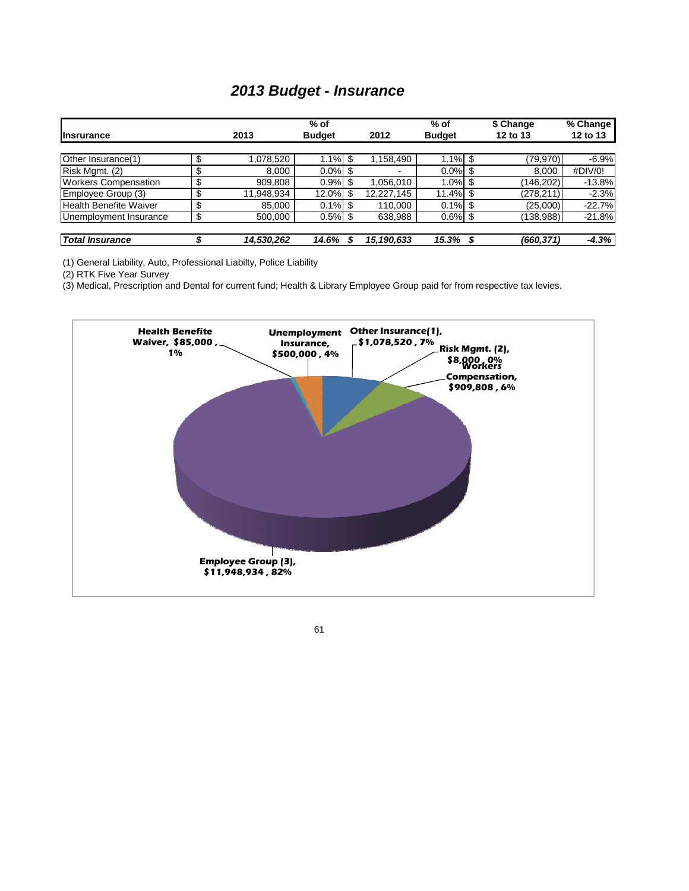# 2013 Budget - Insurance

| Insrurance | | 2013 | % of Budget | | 2012 | % of Budget | | $ Change 12 to 13 | % Change 12 to 13 |
|---|---|---|---|---|---|---|---|---|---|
| Other Insurance(1) | $ | 1,078,520 | 1.1% | $ | 1,158,490 | 1.1% | $ | (79,970) | -6.9% |
| Risk Mgmt. (2) | $ | 8,000 | 0.0% | $ | - | 0.0% | $ | 8,000 | #DIV/0! |
| Workers Compensation | $ | 909,808 | 0.9% | $ | 1,056,010 | 1.0% | $ | (146,202) | -13.8% |
| Employee Group (3) | $ | 11,948,934 | 12.0% | $ | 12,227,145 | 11.4% | $ | (278,211) | -2.3% |
| Health Benefite Waiver | $ | 85,000 | 0.1% | $ | 110,000 | 0.1% | $ | (25,000) | -22.7% |
| Unemployment Insurance | $ | 500,000 | 0.5% | $ | 638,988 | 0.6% | $ | (138,988) | -21.8% |
| ***Total Insurance*** | ***$*** | ***14,530,262*** | ***14.6%*** | ***$*** | ***15,190,633*** | ***15.3%*** | ***$*** | ***(660,371)*** | ***-4.3%*** |

(1) General Liability, Auto, Professional Liabilty, Police Liability

(2) RTK Five Year Survey

(3) Medical, Prescription and Dental for current fund; Health & Library Employee Group paid for from respective tax levies.

Health Benefite Waiver, $85,000 , 1%
Unemployment Insurance, $500,000 , 4%
Other Insurance(1), $1,078,520 , 7%
Risk Mgmt. (2), $8,000 , 0%
Workers Compensation, $909,808 , 6%
Employee Group (3), $11,948,934 , 82%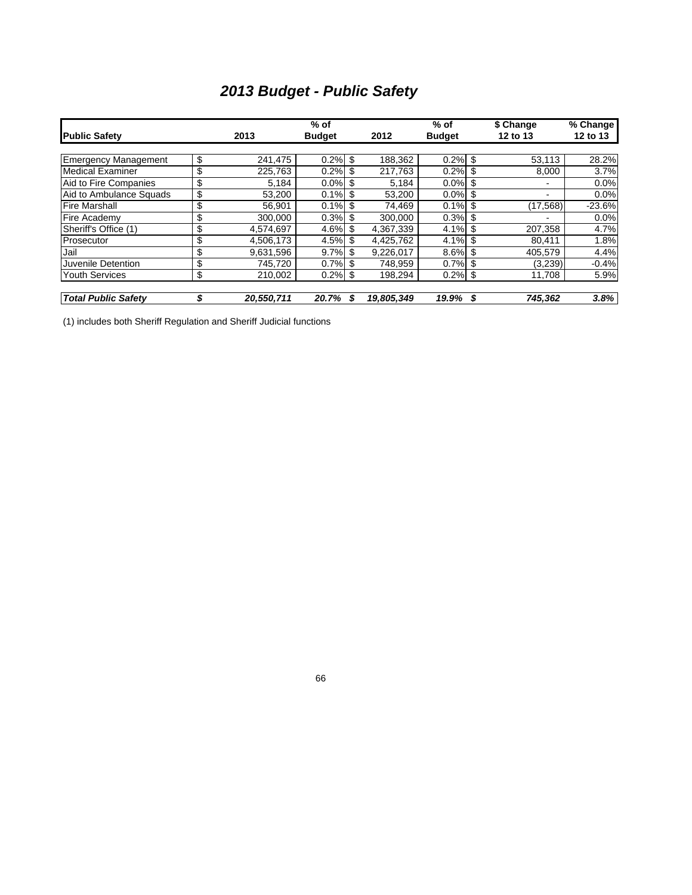# *2013 Budget - Public Safety*

| Public Safety | 2013 | % of Budget | 2012 | % of Budget | $ Change 12 to 13 | % Change 12 to 13 |
|---|---|---|---|---|---|---|
| Emergency Management | $ 241,475 | 0.2% | $ 188,362 | 0.2% | $ 53,113 | 28.2% |
| Medical Examiner | $ 225,763 | 0.2% | $ 217,763 | 0.2% | $ 8,000 | 3.7% |
| Aid to Fire Companies | $ 5,184 | 0.0% | $ 5,184 | 0.0% | $ - | 0.0% |
| Aid to Ambulance Squads | $ 53,200 | 0.1% | $ 53,200 | 0.0% | $ - | 0.0% |
| Fire Marshall | $ 56,901 | 0.1% | $ 74,469 | 0.1% | $ (17,568) | -23.6% |
| Fire Academy | $ 300,000 | 0.3% | $ 300,000 | 0.3% | $ - | 0.0% |
| Sheriff's Office (1) | $ 4,574,697 | 4.6% | $ 4,367,339 | 4.1% | $ 207,358 | 4.7% |
| Prosecutor | $ 4,506,173 | 4.5% | $ 4,425,762 | 4.1% | $ 80,411 | 1.8% |
| Jail | $ 9,631,596 | 9.7% | $ 9,226,017 | 8.6% | $ 405,579 | 4.4% |
| Juvenile Detention | $ 745,720 | 0.7% | $ 748,959 | 0.7% | $ (3,239) | -0.4% |
| Youth Services | $ 210,002 | 0.2% | $ 198,294 | 0.2% | $ 11,708 | 5.9% |
| ***Total Public Safety*** | ***$ 20,550,711*** | ***20.7%*** | ***$ 19,805,349*** | ***19.9%*** | ***$ 745,362*** | ***3.8%*** |

(1) includes both Sheriff Regulation and Sheriff Judicial functions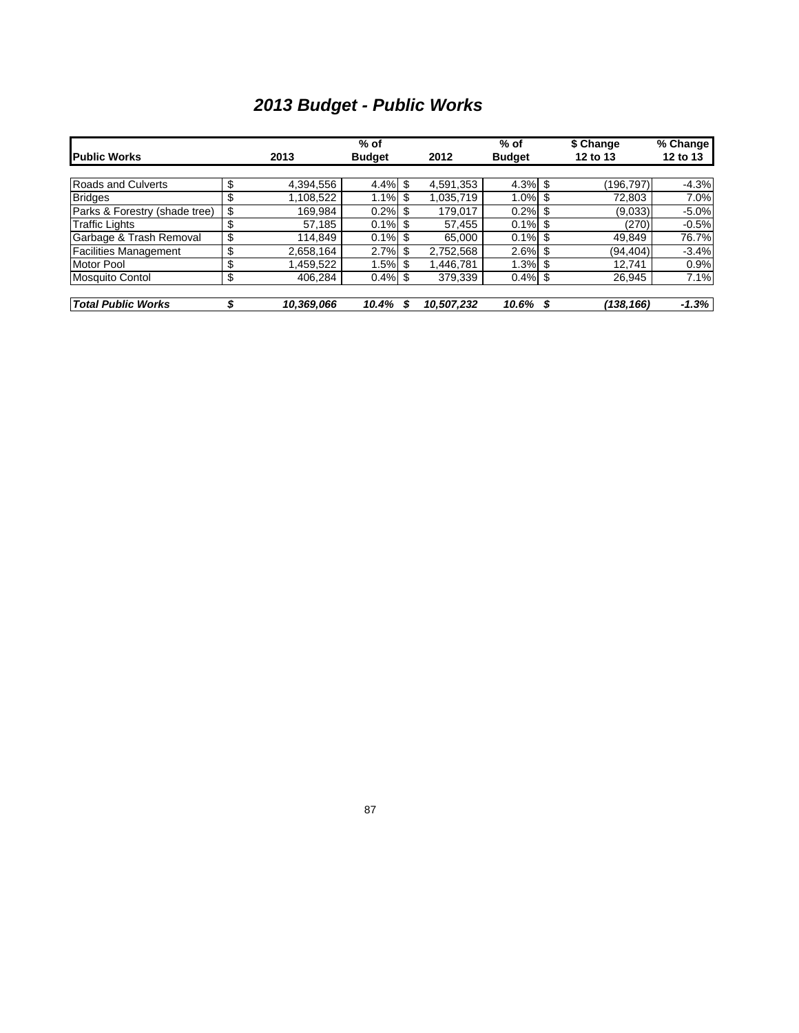# *2013 Budget - Public Works*

| Public Works | 2013 | % of Budget | 2012 | % of Budget | $ Change 12 to 13 | % Change 12 to 13 |
|---|---|---|---|---|---|---|
| Roads and Culverts | $ 4,394,556 | 4.4% | $ 4,591,353 | 4.3% | $ (196,797) | -4.3% |
| Bridges | $ 1,108,522 | 1.1% | $ 1,035,719 | 1.0% | $ 72,803 | 7.0% |
| Parks & Forestry (shade tree) | $ 169,984 | 0.2% | $ 179,017 | 0.2% | $ (9,033) | -5.0% |
| Traffic Lights | $ 57,185 | 0.1% | $ 57,455 | 0.1% | $ (270) | -0.5% |
| Garbage & Trash Removal | $ 114,849 | 0.1% | $ 65,000 | 0.1% | $ 49,849 | 76.7% |
| Facilities Management | $ 2,658,164 | 2.7% | $ 2,752,568 | 2.6% | $ (94,404) | -3.4% |
| Motor Pool | $ 1,459,522 | 1.5% | $ 1,446,781 | 1.3% | $ 12,741 | 0.9% |
| Mosquito Contol | $ 406,284 | 0.4% | $ 379,339 | 0.4% | $ 26,945 | 7.1% |
| ***Total Public Works*** | ***$ 10,369,066*** | ***10.4%*** | ***$ 10,507,232*** | ***10.6%*** | ***$ (138,166)*** | ***-1.3%*** |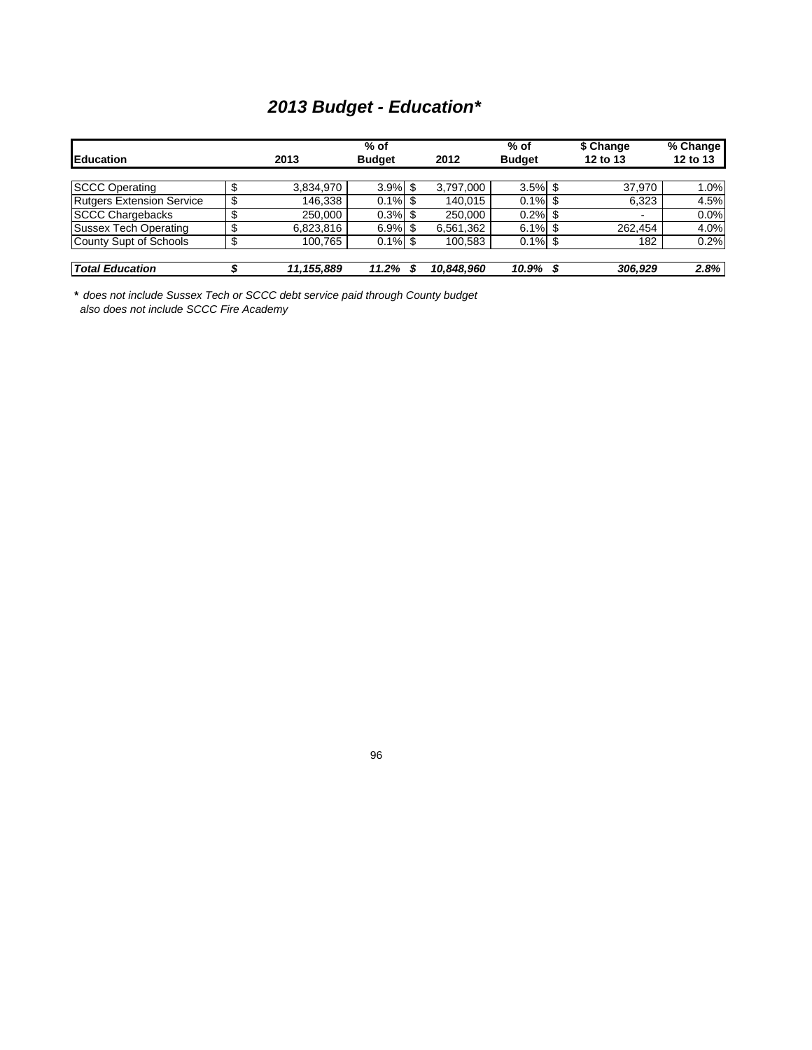# *2013 Budget - Education**

| Education | 2013 | % of Budget | 2012 | % of Budget | $ Change 12 to 13 | % Change 12 to 13 |
|---|---|---|---|---|---|---|
| SCCC Operating | $ 3,834,970 | 3.9% | $ 3,797,000 | 3.5% | $ 37,970 | 1.0% |
| Rutgers Extension Service | $ 146,338 | 0.1% | $ 140,015 | 0.1% | $ 6,323 | 4.5% |
| SCCC Chargebacks | $ 250,000 | 0.3% | $ 250,000 | 0.2% | $ - | 0.0% |
| Sussex Tech Operating | $ 6,823,816 | 6.9% | $ 6,561,362 | 6.1% | $ 262,454 | 4.0% |
| County Supt of Schools | $ 100,765 | 0.1% | $ 100,583 | 0.1% | $ 182 | 0.2% |
| ***Total Education*** | ***$ 11,155,889*** | ***11.2%*** | ***$ 10,848,960*** | ***10.9%*** | ***$ 306,929*** | ***2.8%*** |

**\*** *does not include Sussex Tech or SCCC debt service paid through County budget*
*also does not include SCCC Fire Academy*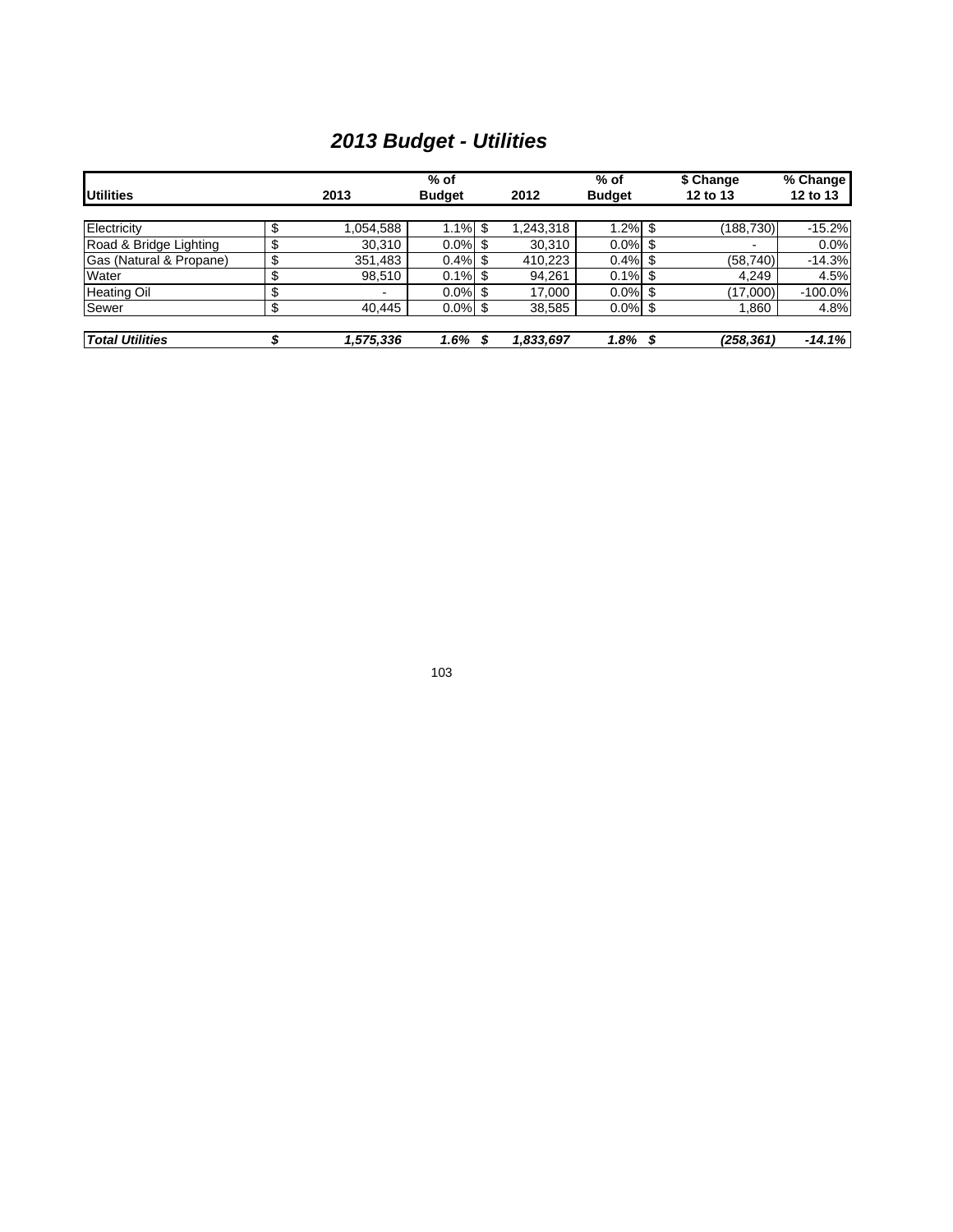# *2013 Budget - Utilities*

| Utilities | 2013 | % of Budget | 2012 | % of Budget | $ Change 12 to 13 | % Change 12 to 13 |
|---|---|---|---|---|---|---|
| Electricity | $ 1,054,588 | 1.1% | $ 1,243,318 | 1.2% | $ (188,730) | -15.2% |
| Road & Bridge Lighting | $ 30,310 | 0.0% | $ 30,310 | 0.0% | $ - | 0.0% |
| Gas (Natural & Propane) | $ 351,483 | 0.4% | $ 410,223 | 0.4% | $ (58,740) | -14.3% |
| Water | $ 98,510 | 0.1% | $ 94,261 | 0.1% | $ 4,249 | 4.5% |
| Heating Oil | $ - | 0.0% | $ 17,000 | 0.0% | $ (17,000) | -100.0% |
| Sewer | $ 40,445 | 0.0% | $ 38,585 | 0.0% | $ 1,860 | 4.8% |
| ***Total Utilities*** | ***$ 1,575,336*** | ***1.6%*** | ***$ 1,833,697*** | ***1.8%*** | ***$ (258,361)*** | ***-14.1%*** |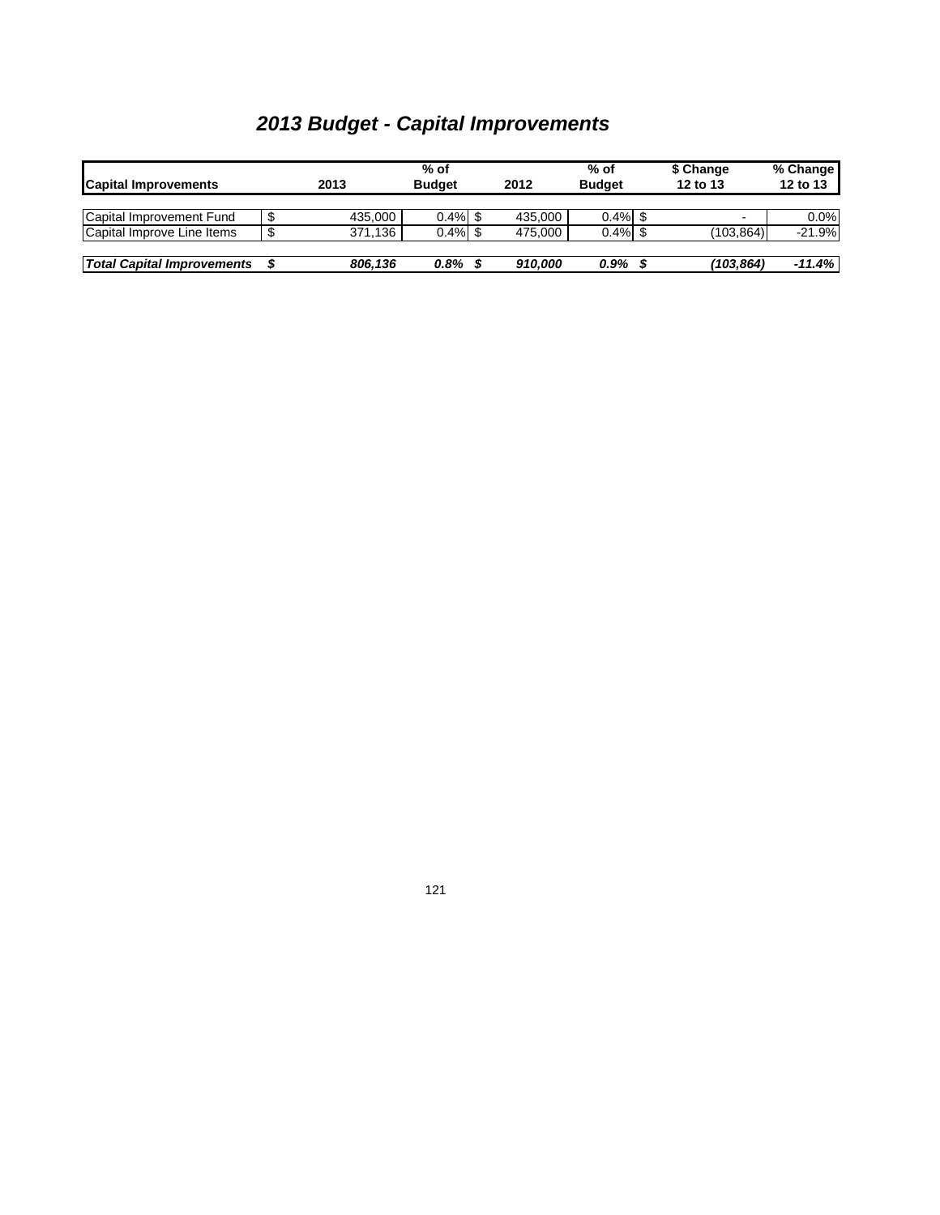# *2013 Budget - Capital Improvements*

| Capital Improvements | 2013 | % of Budget | 2012 | % of Budget | $ Change 12 to 13 | % Change 12 to 13 |
|---|---|---|---|---|---|---|
| Capital Improvement Fund | $ 435,000 | 0.4% | $ 435,000 | 0.4% | $ - | 0.0% |
| Capital Improve Line Items | $ 371,136 | 0.4% | $ 475,000 | 0.4% | $ (103,864) | -21.9% |
| ***Total Capital Improvements*** | ***$ 806,136*** | ***0.8%*** | ***$ 910,000*** | ***0.9%*** | ***$ (103,864)*** | ***-11.4%*** |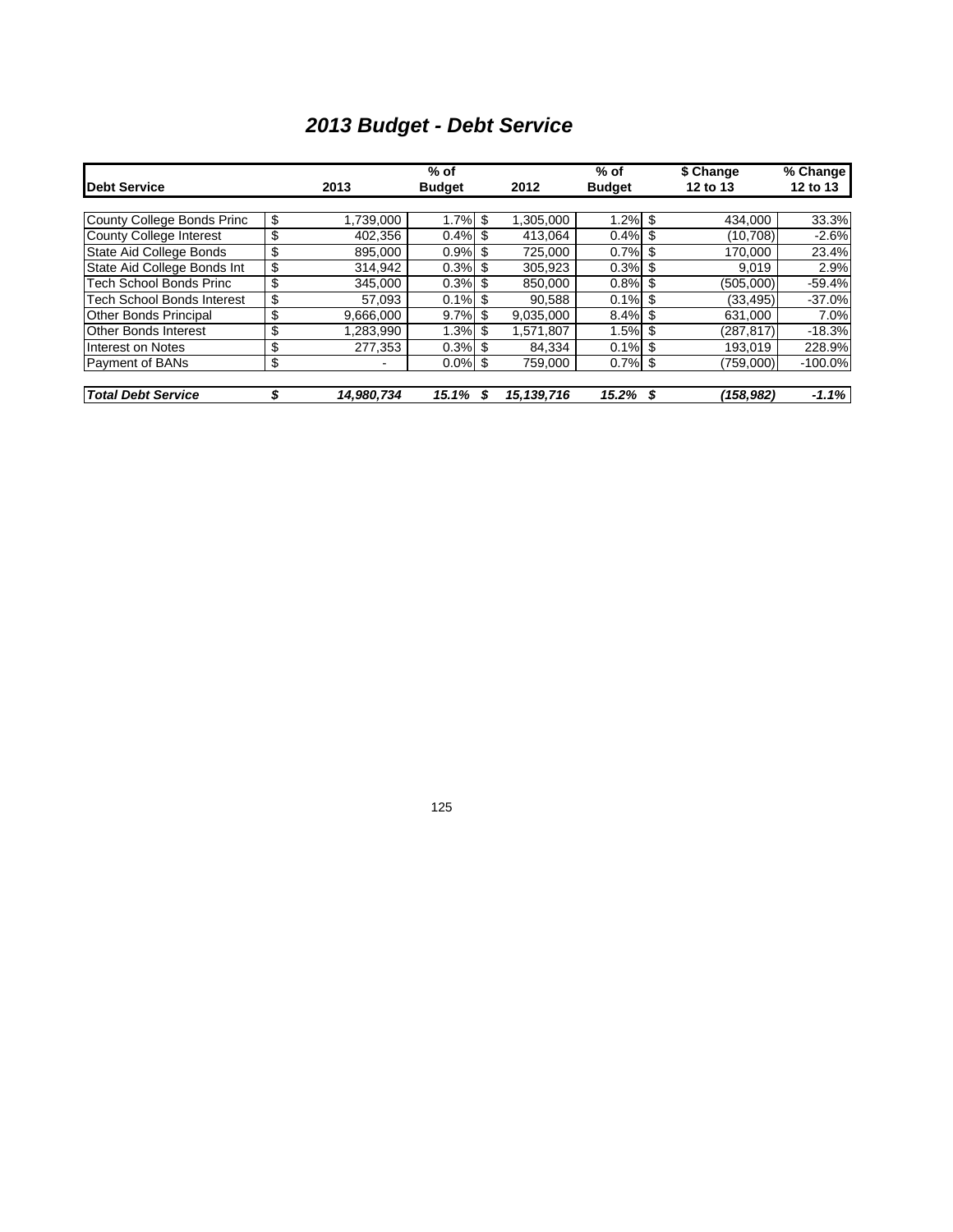# *2013 Budget - Debt Service*

| Debt Service | 2013 | % of Budget | 2012 | % of Budget | $ Change 12 to 13 | % Change 12 to 13 |
|---|---|---|---|---|---|---|
| County College Bonds Princ | $ 1,739,000 | 1.7% | $ 1,305,000 | 1.2% | $ 434,000 | 33.3% |
| County College Interest | $ 402,356 | 0.4% | $ 413,064 | 0.4% | $ (10,708) | -2.6% |
| State Aid College Bonds | $ 895,000 | 0.9% | $ 725,000 | 0.7% | $ 170,000 | 23.4% |
| State Aid College Bonds Int | $ 314,942 | 0.3% | $ 305,923 | 0.3% | $ 9,019 | 2.9% |
| Tech School Bonds Princ | $ 345,000 | 0.3% | $ 850,000 | 0.8% | $ (505,000) | -59.4% |
| Tech School Bonds Interest | $ 57,093 | 0.1% | $ 90,588 | 0.1% | $ (33,495) | -37.0% |
| Other Bonds Principal | $ 9,666,000 | 9.7% | $ 9,035,000 | 8.4% | $ 631,000 | 7.0% |
| Other Bonds Interest | $ 1,283,990 | 1.3% | $ 1,571,807 | 1.5% | $ (287,817) | -18.3% |
| Interest on Notes | $ 277,353 | 0.3% | $ 84,334 | 0.1% | $ 193,019 | 228.9% |
| Payment of BANs | $ - | 0.0% | $ 759,000 | 0.7% | $ (759,000) | -100.0% |
| ***Total Debt Service*** | ***$ 14,980,734*** | ***15.1%*** | ***$ 15,139,716*** | ***15.2%*** | ***$ (158,982)*** | ***-1.1%*** |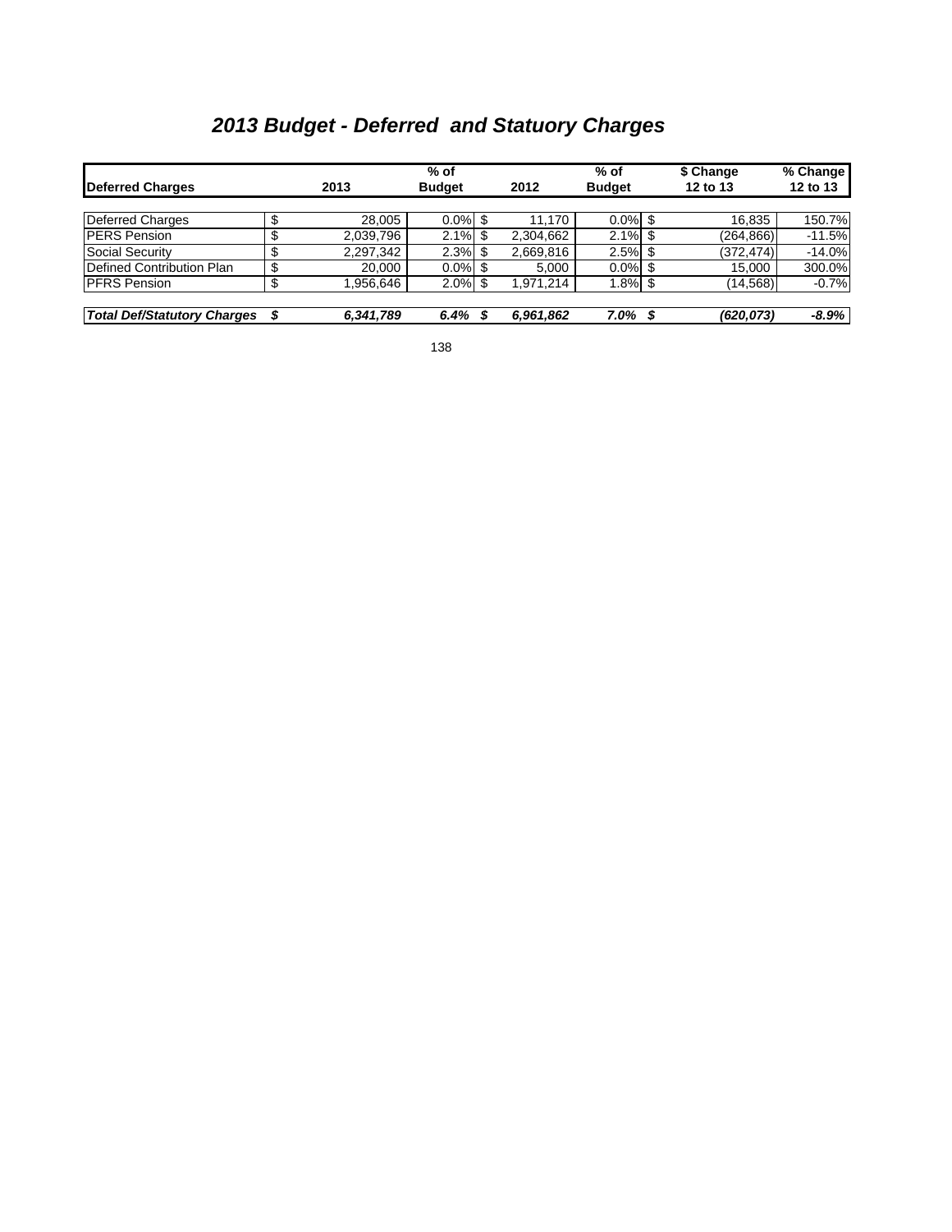# *2013 Budget - Deferred and Statuory Charges*

| **Deferred Charges** | **2013** | **% of Budget** | **2012** | **% of Budget** | **$ Change 12 to 13** | **% Change 12 to 13** |
|---|---|---|---|---|---|---|
| Deferred Charges | $ 28,005 | 0.0% | $ 11,170 | 0.0% | $ 16,835 | 150.7% |
| PERS Pension | $ 2,039,796 | 2.1% | $ 2,304,662 | 2.1% | $ (264,866) | -11.5% |
| Social Security | $ 2,297,342 | 2.3% | $ 2,669,816 | 2.5% | $ (372,474) | -14.0% |
| Defined Contribution Plan | $ 20,000 | 0.0% | $ 5,000 | 0.0% | $ 15,000 | 300.0% |
| PFRS Pension | $ 1,956,646 | 2.0% | $ 1,971,214 | 1.8% | $ (14,568) | -0.7% |
| ***Total Def/Statutory Charges*** | ***$ 6,341,789*** | ***6.4%*** | ***$ 6,961,862*** | ***7.0%*** | ***$ (620,073)*** | ***-8.9%*** |